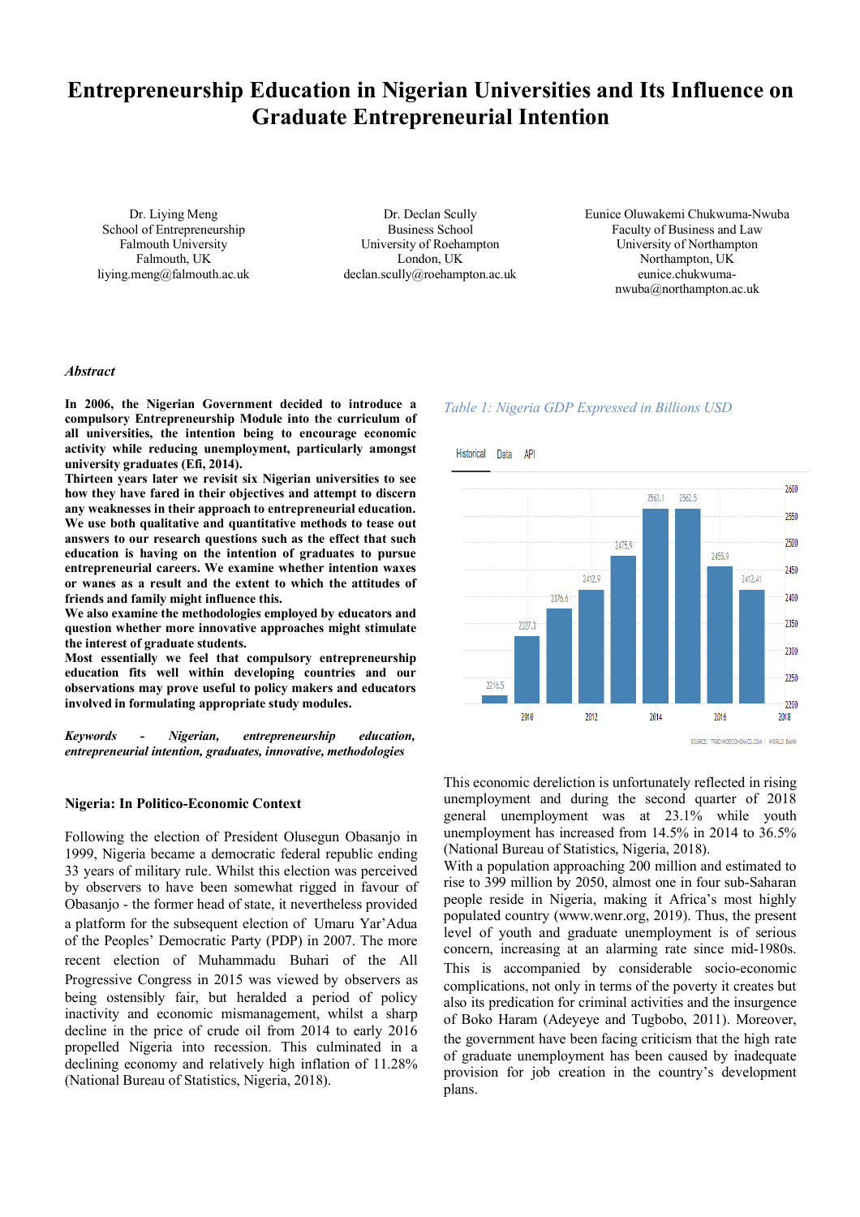# Entrepreneurship Education in Nigerian Universities and Its Influence on Graduate Entrepreneurial Intention

Dr. Liying Meng
School of Entrepreneurship
Falmouth University
Falmouth, UK
liying.meng@falmouth.ac.uk

Dr. Declan Scully
Business School
University of Roehampton
London, UK
declan.scully@roehampton.ac.uk

Eunice Oluwakemi Chukwuma-Nwuba
Faculty of Business and Law
University of Northampton
Northampton, UK
eunice.chukwuma-nwuba@northampton.ac.uk

***Abstract***

**In 2006, the Nigerian Government decided to introduce a compulsory Entrepreneurship Module into the curriculum of all universities, the intention being to encourage economic activity while reducing unemployment, particularly amongst university graduates (Efi, 2014).**

**Thirteen years later we revisit six Nigerian universities to see how they have fared in their objectives and attempt to discern any weaknesses in their approach to entrepreneurial education. We use both qualitative and quantitative methods to tease out answers to our research questions such as the effect that such education is having on the intention of graduates to pursue entrepreneurial careers. We examine whether intention waxes or wanes as a result and the extent to which the attitudes of friends and family might influence this.**

**We also examine the methodologies employed by educators and question whether more innovative approaches might stimulate the interest of graduate students.**

**Most essentially we feel that compulsory entrepreneurship education fits well within developing countries and our observations may prove useful to policy makers and educators involved in formulating appropriate study modules.**

***Keywords - Nigerian, entrepreneurship education, entrepreneurial intention, graduates, innovative, methodologies***

## Nigeria: In Politico-Economic Context

Following the election of President Olusegun Obasanjo in 1999, Nigeria became a democratic federal republic ending 33 years of military rule. Whilst this election was perceived by observers to have been somewhat rigged in favour of Obasanjo - the former head of state, it nevertheless provided a platform for the subsequent election of Umaru Yar'Adua of the Peoples' Democratic Party (PDP) in 2007. The more recent election of Muhammadu Buhari of the All Progressive Congress in 2015 was viewed by observers as being ostensibly fair, but heralded a period of policy inactivity and economic mismanagement, whilst a sharp decline in the price of crude oil from 2014 to early 2016 propelled Nigeria into recession. This culminated in a declining economy and relatively high inflation of 11.28% (National Bureau of Statistics, Nigeria, 2018).

*Table 1: Nigeria GDP Expressed in Billions USD*

This economic dereliction is unfortunately reflected in rising unemployment and during the second quarter of 2018 general unemployment was at 23.1% while youth unemployment has increased from 14.5% in 2014 to 36.5% (National Bureau of Statistics, Nigeria, 2018).

With a population approaching 200 million and estimated to rise to 399 million by 2050, almost one in four sub-Saharan people reside in Nigeria, making it Africa's most highly populated country (www.wenr.org, 2019). Thus, the present level of youth and graduate unemployment is of serious concern, increasing at an alarming rate since mid-1980s. This is accompanied by considerable socio-economic complications, not only in terms of the poverty it creates but also its predication for criminal activities and the insurgence of Boko Haram (Adeyeye and Tugbobo, 2011). Moreover, the government have been facing criticism that the high rate of graduate unemployment has been caused by inadequate provision for job creation in the country's development plans.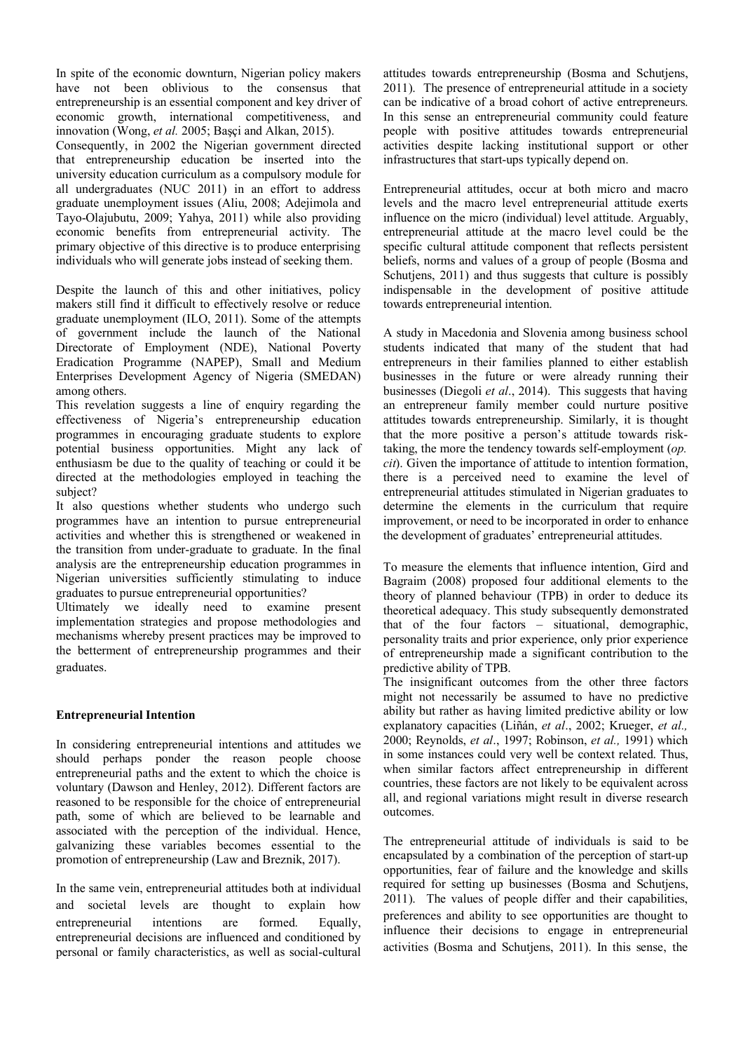In spite of the economic downturn, Nigerian policy makers have not been oblivious to the consensus that entrepreneurship is an essential component and key driver of economic growth, international competitiveness, and innovation (Wong, *et al.* 2005; Başçi and Alkan, 2015).
Consequently, in 2002 the Nigerian government directed that entrepreneurship education be inserted into the university education curriculum as a compulsory module for all undergraduates (NUC 2011) in an effort to address graduate unemployment issues (Aliu, 2008; Adejimola and Tayo-Olajubutu, 2009; Yahya, 2011) while also providing economic benefits from entrepreneurial activity. The primary objective of this directive is to produce enterprising individuals who will generate jobs instead of seeking them.

Despite the launch of this and other initiatives, policy makers still find it difficult to effectively resolve or reduce graduate unemployment (ILO, 2011). Some of the attempts of government include the launch of the National Directorate of Employment (NDE), National Poverty Eradication Programme (NAPEP), Small and Medium Enterprises Development Agency of Nigeria (SMEDAN) among others.
This revelation suggests a line of enquiry regarding the effectiveness of Nigeria's entrepreneurship education programmes in encouraging graduate students to explore potential business opportunities. Might any lack of enthusiasm be due to the quality of teaching or could it be directed at the methodologies employed in teaching the subject?
It also questions whether students who undergo such programmes have an intention to pursue entrepreneurial activities and whether this is strengthened or weakened in the transition from under-graduate to graduate. In the final analysis are the entrepreneurship education programmes in Nigerian universities sufficiently stimulating to induce graduates to pursue entrepreneurial opportunities?
Ultimately we ideally need to examine present implementation strategies and propose methodologies and mechanisms whereby present practices may be improved to the betterment of entrepreneurship programmes and their graduates.

## Entrepreneurial Intention

In considering entrepreneurial intentions and attitudes we should perhaps ponder the reason people choose entrepreneurial paths and the extent to which the choice is voluntary (Dawson and Henley, 2012). Different factors are reasoned to be responsible for the choice of entrepreneurial path, some of which are believed to be learnable and associated with the perception of the individual. Hence, galvanizing these variables becomes essential to the promotion of entrepreneurship (Law and Breznik, 2017).

In the same vein, entrepreneurial attitudes both at individual and societal levels are thought to explain how entrepreneurial intentions are formed. Equally, entrepreneurial decisions are influenced and conditioned by personal or family characteristics, as well as social-cultural attitudes towards entrepreneurship (Bosma and Schutjens, 2011). The presence of entrepreneurial attitude in a society can be indicative of a broad cohort of active entrepreneurs. In this sense an entrepreneurial community could feature people with positive attitudes towards entrepreneurial activities despite lacking institutional support or other infrastructures that start-ups typically depend on.

Entrepreneurial attitudes, occur at both micro and macro levels and the macro level entrepreneurial attitude exerts influence on the micro (individual) level attitude. Arguably, entrepreneurial attitude at the macro level could be the specific cultural attitude component that reflects persistent beliefs, norms and values of a group of people (Bosma and Schutjens, 2011) and thus suggests that culture is possibly indispensable in the development of positive attitude towards entrepreneurial intention.

A study in Macedonia and Slovenia among business school students indicated that many of the student that had entrepreneurs in their families planned to either establish businesses in the future or were already running their businesses (Diegoli *et al*., 2014). This suggests that having an entrepreneur family member could nurture positive attitudes towards entrepreneurship. Similarly, it is thought that the more positive a person's attitude towards risk-taking, the more the tendency towards self-employment (*op. cit*). Given the importance of attitude to intention formation, there is a perceived need to examine the level of entrepreneurial attitudes stimulated in Nigerian graduates to determine the elements in the curriculum that require improvement, or need to be incorporated in order to enhance the development of graduates' entrepreneurial attitudes.

To measure the elements that influence intention, Gird and Bagraim (2008) proposed four additional elements to the theory of planned behaviour (TPB) in order to deduce its theoretical adequacy. This study subsequently demonstrated that of the four factors – situational, demographic, personality traits and prior experience, only prior experience of entrepreneurship made a significant contribution to the predictive ability of TPB.
The insignificant outcomes from the other three factors might not necessarily be assumed to have no predictive ability but rather as having limited predictive ability or low explanatory capacities (Liñán, *et al*., 2002; Krueger, *et al.,* 2000; Reynolds, *et al*., 1997; Robinson, *et al.,* 1991) which in some instances could very well be context related. Thus, when similar factors affect entrepreneurship in different countries, these factors are not likely to be equivalent across all, and regional variations might result in diverse research outcomes.

The entrepreneurial attitude of individuals is said to be encapsulated by a combination of the perception of start-up opportunities, fear of failure and the knowledge and skills required for setting up businesses (Bosma and Schutjens, 2011). The values of people differ and their capabilities, preferences and ability to see opportunities are thought to influence their decisions to engage in entrepreneurial activities (Bosma and Schutjens, 2011). In this sense, the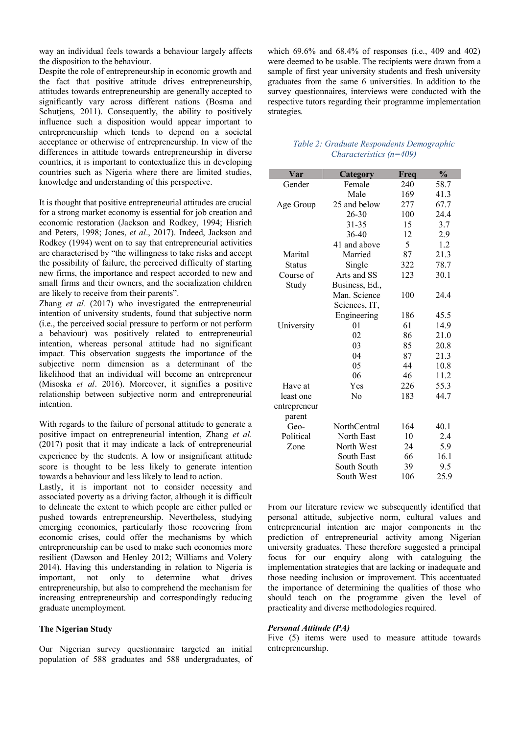way an individual feels towards a behaviour largely affects the disposition to the behaviour.

Despite the role of entrepreneurship in economic growth and the fact that positive attitude drives entrepreneurship, attitudes towards entrepreneurship are generally accepted to significantly vary across different nations (Bosma and Schutjens, 2011). Consequently, the ability to positively influence such a disposition would appear important to entrepreneurship which tends to depend on a societal acceptance or otherwise of entrepreneurship. In view of the differences in attitude towards entrepreneurship in diverse countries, it is important to contextualize this in developing countries such as Nigeria where there are limited studies, knowledge and understanding of this perspective.

It is thought that positive entrepreneurial attitudes are crucial for a strong market economy is essential for job creation and economic restoration (Jackson and Rodkey, 1994; Hisrich and Peters, 1998; Jones, *et al*., 2017). Indeed, Jackson and Rodkey (1994) went on to say that entrepreneurial activities are characterised by "the willingness to take risks and accept the possibility of failure, the perceived difficulty of starting new firms, the importance and respect accorded to new and small firms and their owners, and the socialization children are likely to receive from their parents".

Zhang *et al.* (2017) who investigated the entrepreneurial intention of university students, found that subjective norm (i.e., the perceived social pressure to perform or not perform a behaviour) was positively related to entrepreneurial intention, whereas personal attitude had no significant impact. This observation suggests the importance of the subjective norm dimension as a determinant of the likelihood that an individual will become an entrepreneur (Misoska *et al*. 2016). Moreover, it signifies a positive relationship between subjective norm and entrepreneurial intention.

With regards to the failure of personal attitude to generate a positive impact on entrepreneurial intention, Zhang *et al.* (2017) posit that it may indicate a lack of entrepreneurial experience by the students. A low or insignificant attitude score is thought to be less likely to generate intention towards a behaviour and less likely to lead to action.

Lastly, it is important not to consider necessity and associated poverty as a driving factor, although it is difficult to delineate the extent to which people are either pulled or pushed towards entrepreneurship. Nevertheless, studying emerging economies, particularly those recovering from economic crises, could offer the mechanisms by which entrepreneurship can be used to make such economies more resilient (Dawson and Henley 2012; Williams and Volery 2014). Having this understanding in relation to Nigeria is important, not only to determine what drives entrepreneurship, but also to comprehend the mechanism for increasing entrepreneurship and correspondingly reducing graduate unemployment.

**The Nigerian Study**

Our Nigerian survey questionnaire targeted an initial population of 588 graduates and 588 undergraduates, of which 69.6% and 68.4% of responses (i.e., 409 and 402) were deemed to be usable. The recipients were drawn from a sample of first year university students and fresh university graduates from the same 6 universities. In addition to the survey questionnaires, interviews were conducted with the respective tutors regarding their programme implementation strategies.

*Table 2: Graduate Respondents Demographic Characteristics (n=409)*

| Var | Category | Freq | % |
|---|---|---|---|
| Gender | Female | 240 | 58.7 |
| | Male | 169 | 41.3 |
| Age Group | 25 and below | 277 | 67.7 |
| | 26-30 | 100 | 24.4 |
| | 31-35 | 15 | 3.7 |
| | 36-40 | 12 | 2.9 |
| | 41 and above | 5 | 1.2 |
| Marital Status | Married | 87 | 21.3 |
| | Single | 322 | 78.7 |
| Course of Study | Arts and SS | 123 | 30.1 |
| | Business, Ed., Man. Science | 100 | 24.4 |
| | Sciences, IT, Engineering | 186 | 45.5 |
| University | 01 | 61 | 14.9 |
| | 02 | 86 | 21.0 |
| | 03 | 85 | 20.8 |
| | 04 | 87 | 21.3 |
| | 05 | 44 | 10.8 |
| | 06 | 46 | 11.2 |
| Have at least one entrepreneur parent | Yes | 226 | 55.3 |
| | No | 183 | 44.7 |
| Geo-Political Zone | NorthCentral | 164 | 40.1 |
| | North East | 10 | 2.4 |
| | North West | 24 | 5.9 |
| | South East | 66 | 16.1 |
| | South South | 39 | 9.5 |
| | South West | 106 | 25.9 |

From our literature review we subsequently identified that personal attitude, subjective norm, cultural values and entrepreneurial intention are major components in the prediction of entrepreneurial activity among Nigerian university graduates. These therefore suggested a principal focus for our enquiry along with cataloguing the implementation strategies that are lacking or inadequate and those needing inclusion or improvement. This accentuated the importance of determining the qualities of those who should teach on the programme given the level of practicality and diverse methodologies required.

***Personal Attitude (PA)***

Five (5) items were used to measure attitude towards entrepreneurship.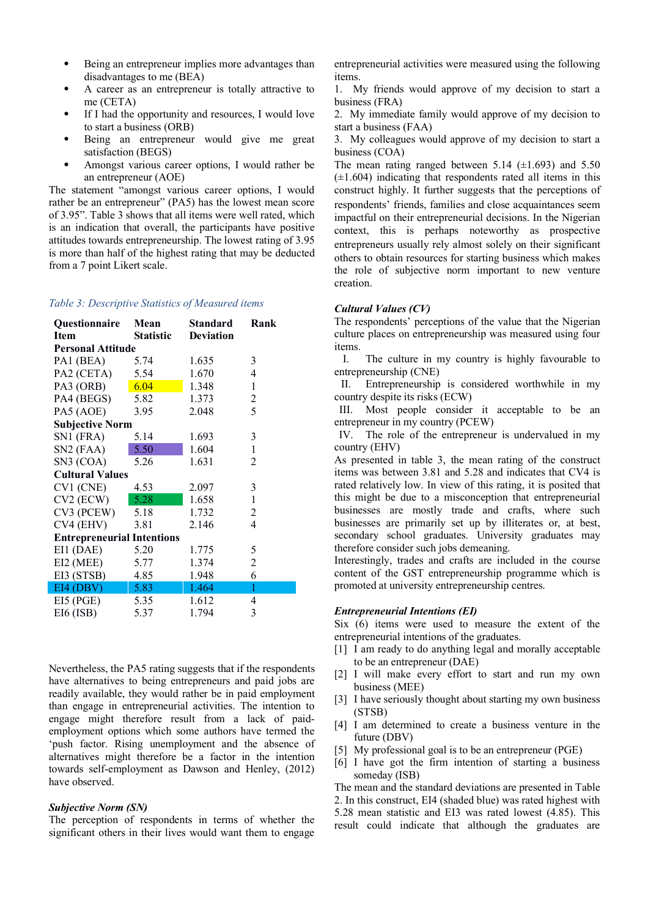- Being an entrepreneur implies more advantages than disadvantages to me (BEA)
- A career as an entrepreneur is totally attractive to me (CETA)
- If I had the opportunity and resources, I would love to start a business (ORB)
- Being an entrepreneur would give me great satisfaction (BEGS)
- Amongst various career options, I would rather be an entrepreneur (AOE)

The statement "amongst various career options, I would rather be an entrepreneur" (PA5) has the lowest mean score of 3.95". Table 3 shows that all items were well rated, which is an indication that overall, the participants have positive attitudes towards entrepreneurship. The lowest rating of 3.95 is more than half of the highest rating that may be deducted from a 7 point Likert scale.

*Table 3: Descriptive Statistics of Measured items*

| Questionnaire Item | Mean Statistic | Standard Deviation | Rank |
|---|---|---|---|
| **Personal Attitude** | | | |
| PA1 (BEA) | 5.74 | 1.635 | 3 |
| PA2 (CETA) | 5.54 | 1.670 | 4 |
| PA3 (ORB) | 6.04 | 1.348 | 1 |
| PA4 (BEGS) | 5.82 | 1.373 | 2 |
| PA5 (AOE) | 3.95 | 2.048 | 5 |
| **Subjective Norm** | | | |
| SN1 (FRA) | 5.14 | 1.693 | 3 |
| SN2 (FAA) | 5.50 | 1.604 | 1 |
| SN3 (COA) | 5.26 | 1.631 | 2 |
| **Cultural Values** | | | |
| CV1 (CNE) | 4.53 | 2.097 | 3 |
| CV2 (ECW) | 5.28 | 1.658 | 1 |
| CV3 (PCEW) | 5.18 | 1.732 | 2 |
| CV4 (EHV) | 3.81 | 2.146 | 4 |
| **Entrepreneurial Intentions** | | | |
| EI1 (DAE) | 5.20 | 1.775 | 5 |
| EI2 (MEE) | 5.77 | 1.374 | 2 |
| EI3 (STSB) | 4.85 | 1.948 | 6 |
| EI4 (DBV) | 5.83 | 1.464 | 1 |
| EI5 (PGE) | 5.35 | 1.612 | 4 |
| EI6 (ISB) | 5.37 | 1.794 | 3 |

Nevertheless, the PA5 rating suggests that if the respondents have alternatives to being entrepreneurs and paid jobs are readily available, they would rather be in paid employment than engage in entrepreneurial activities. The intention to engage might therefore result from a lack of paid-employment options which some authors have termed the 'push factor. Rising unemployment and the absence of alternatives might therefore be a factor in the intention towards self-employment as Dawson and Henley, (2012) have observed.

### Subjective Norm (SN)

The perception of respondents in terms of whether the significant others in their lives would want them to engage entrepreneurial activities were measured using the following items.

1. My friends would approve of my decision to start a business (FRA)
2. My immediate family would approve of my decision to start a business (FAA)
3. My colleagues would approve of my decision to start a business (COA)

The mean rating ranged between 5.14 (±1.693) and 5.50 (±1.604) indicating that respondents rated all items in this construct highly. It further suggests that the perceptions of respondents' friends, families and close acquaintances seem impactful on their entrepreneurial decisions. In the Nigerian context, this is perhaps noteworthy as prospective entrepreneurs usually rely almost solely on their significant others to obtain resources for starting business which makes the role of subjective norm important to new venture creation.

### Cultural Values (CV)

The respondents' perceptions of the value that the Nigerian culture places on entrepreneurship was measured using four items.

I. The culture in my country is highly favourable to entrepreneurship (CNE)

II. Entrepreneurship is considered worthwhile in my country despite its risks (ECW)

III. Most people consider it acceptable to be an entrepreneur in my country (PCEW)

IV. The role of the entrepreneur is undervalued in my country (EHV)

As presented in table 3, the mean rating of the construct items was between 3.81 and 5.28 and indicates that CV4 is rated relatively low. In view of this rating, it is posited that this might be due to a misconception that entrepreneurial businesses are mostly trade and crafts, where such businesses are primarily set up by illiterates or, at best, secondary school graduates. University graduates may therefore consider such jobs demeaning.

Interestingly, trades and crafts are included in the course content of the GST entrepreneurship programme which is promoted at university entrepreneurship centres.

### Entrepreneurial Intentions (EI)

Six (6) items were used to measure the extent of the entrepreneurial intentions of the graduates.

[1] I am ready to do anything legal and morally acceptable to be an entrepreneur (DAE)

[2] I will make every effort to start and run my own business (MEE)

[3] I have seriously thought about starting my own business (STSB)

[4] I am determined to create a business venture in the future (DBV)

[5] My professional goal is to be an entrepreneur (PGE)

[6] I have got the firm intention of starting a business someday (ISB)

The mean and the standard deviations are presented in Table 2. In this construct, EI4 (shaded blue) was rated highest with 5.28 mean statistic and EI3 was rated lowest (4.85). This result could indicate that although the graduates are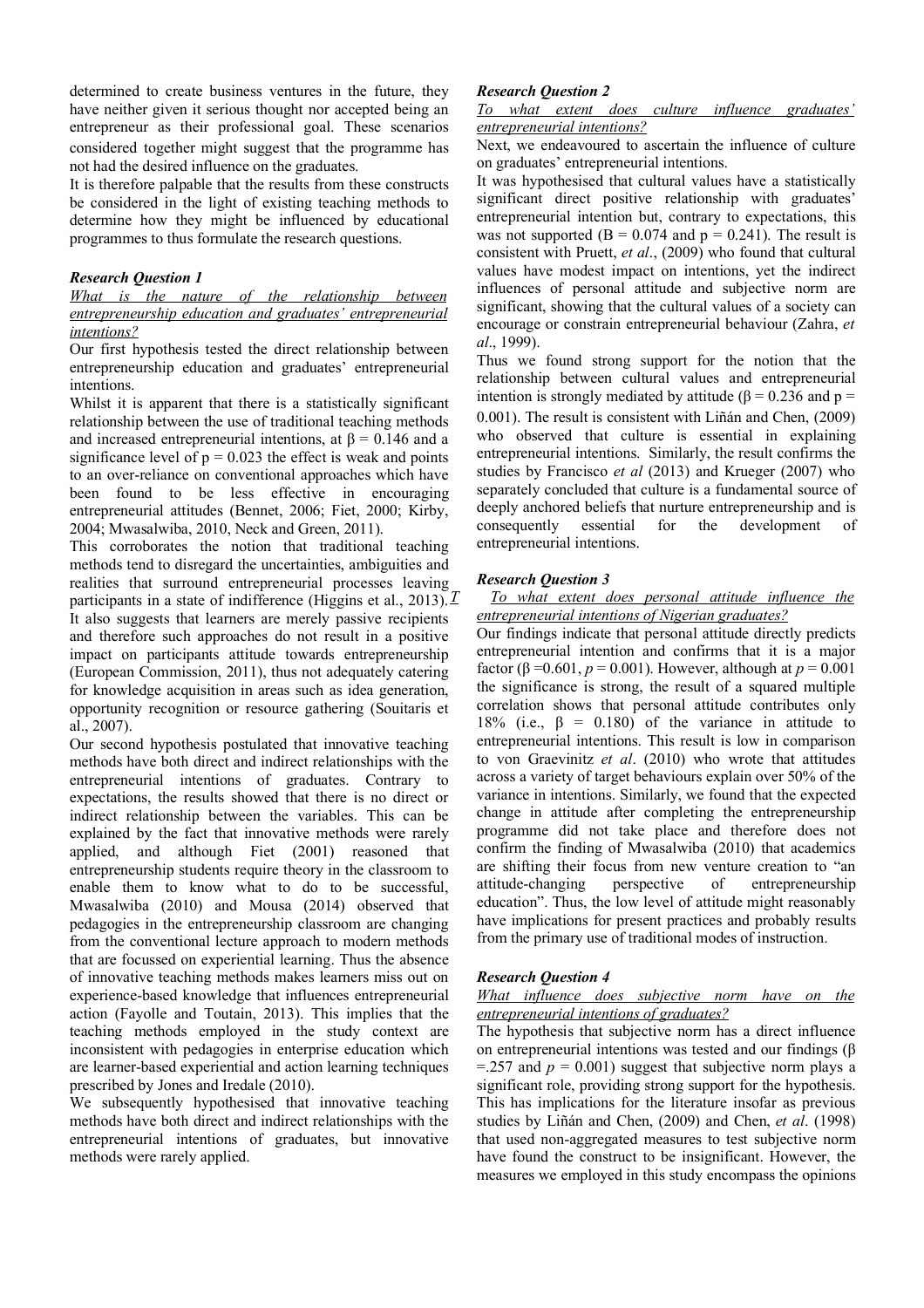determined to create business ventures in the future, they have neither given it serious thought nor accepted being an entrepreneur as their professional goal. These scenarios considered together might suggest that the programme has not had the desired influence on the graduates.

It is therefore palpable that the results from these constructs be considered in the light of existing teaching methods to determine how they might be influenced by educational programmes to thus formulate the research questions.

***Research Question 1***

*What is the nature of the relationship between entrepreneurship education and graduates' entrepreneurial intentions?*

Our first hypothesis tested the direct relationship between entrepreneurship education and graduates' entrepreneurial intentions.

Whilst it is apparent that there is a statistically significant relationship between the use of traditional teaching methods and increased entrepreneurial intentions, at $\beta = 0.146$ and a significance level of $p = 0.023$ the effect is weak and points to an over-reliance on conventional approaches which have been found to be less effective in encouraging entrepreneurial attitudes (Bennet, 2006; Fiet, 2000; Kirby, 2004; Mwasalwiba, 2010, Neck and Green, 2011).

This corroborates the notion that traditional teaching methods tend to disregard the uncertainties, ambiguities and realities that surround entrepreneurial processes leaving participants in a state of indifference (Higgins et al., 2013).*T* It also suggests that learners are merely passive recipients and therefore such approaches do not result in a positive impact on participants attitude towards entrepreneurship (European Commission, 2011), thus not adequately catering for knowledge acquisition in areas such as idea generation, opportunity recognition or resource gathering (Souitaris et al., 2007).

Our second hypothesis postulated that innovative teaching methods have both direct and indirect relationships with the entrepreneurial intentions of graduates. Contrary to expectations, the results showed that there is no direct or indirect relationship between the variables. This can be explained by the fact that innovative methods were rarely applied, and although Fiet (2001) reasoned that entrepreneurship students require theory in the classroom to enable them to know what to do to be successful, Mwasalwiba (2010) and Mousa (2014) observed that pedagogies in the entrepreneurship classroom are changing from the conventional lecture approach to modern methods that are focussed on experiential learning. Thus the absence of innovative teaching methods makes learners miss out on experience-based knowledge that influences entrepreneurial action (Fayolle and Toutain, 2013). This implies that the teaching methods employed in the study context are inconsistent with pedagogies in enterprise education which are learner-based experiential and action learning techniques prescribed by Jones and Iredale (2010).

We subsequently hypothesised that innovative teaching methods have both direct and indirect relationships with the entrepreneurial intentions of graduates, but innovative methods were rarely applied.

***Research Question 2***

*To what extent does culture influence graduates' entrepreneurial intentions?*

Next, we endeavoured to ascertain the influence of culture on graduates' entrepreneurial intentions.

It was hypothesised that cultural values have a statistically significant direct positive relationship with graduates' entrepreneurial intention but, contrary to expectations, this was not supported ($B = 0.074$ and $p = 0.241$). The result is consistent with Pruett, *et al*., (2009) who found that cultural values have modest impact on intentions, yet the indirect influences of personal attitude and subjective norm are significant, showing that the cultural values of a society can encourage or constrain entrepreneurial behaviour (Zahra, *et al*., 1999).

Thus we found strong support for the notion that the relationship between cultural values and entrepreneurial intention is strongly mediated by attitude ($\beta = 0.236$ and $p = 0.001$). The result is consistent with Liñán and Chen, (2009) who observed that culture is essential in explaining entrepreneurial intentions. Similarly, the result confirms the studies by Francisco *et al* (2013) and Krueger (2007) who separately concluded that culture is a fundamental source of deeply anchored beliefs that nurture entrepreneurship and is consequently essential for the development of entrepreneurial intentions.

***Research Question 3***

*To what extent does personal attitude influence the entrepreneurial intentions of Nigerian graduates?*

Our findings indicate that personal attitude directly predicts entrepreneurial intention and confirms that it is a major factor ($\beta = 0.601$, $p = 0.001$). However, although at $p = 0.001$ the significance is strong, the result of a squared multiple correlation shows that personal attitude contributes only 18% (i.e., $\beta = 0.180$) of the variance in attitude to entrepreneurial intentions. This result is low in comparison to von Graevinitz *et al*. (2010) who wrote that attitudes across a variety of target behaviours explain over 50% of the variance in intentions. Similarly, we found that the expected change in attitude after completing the entrepreneurship programme did not take place and therefore does not confirm the finding of Mwasalwiba (2010) that academics are shifting their focus from new venture creation to "an attitude-changing perspective of entrepreneurship education". Thus, the low level of attitude might reasonably have implications for present practices and probably results from the primary use of traditional modes of instruction.

***Research Question 4***

*What influence does subjective norm have on the entrepreneurial intentions of graduates?*

The hypothesis that subjective norm has a direct influence on entrepreneurial intentions was tested and our findings ($\beta = .257$ and $p = 0.001$) suggest that subjective norm plays a significant role, providing strong support for the hypothesis. This has implications for the literature insofar as previous studies by Liñán and Chen, (2009) and Chen, *et al*. (1998) that used non-aggregated measures to test subjective norm have found the construct to be insignificant. However, the measures we employed in this study encompass the opinions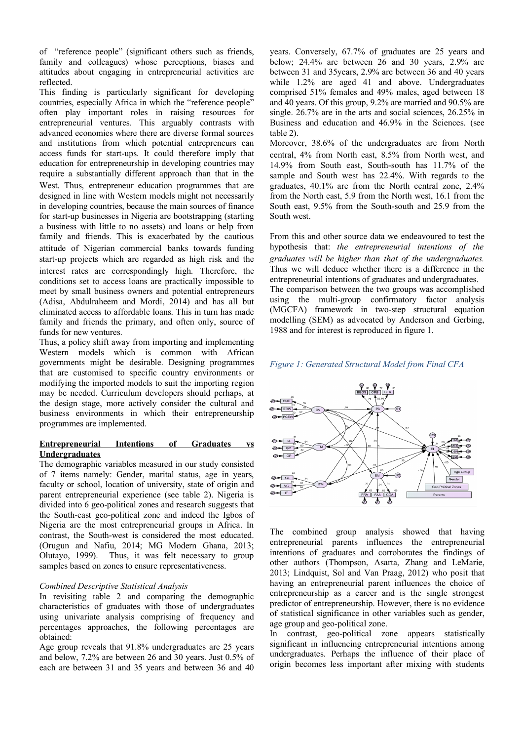of "reference people" (significant others such as friends, family and colleagues) whose perceptions, biases and attitudes about engaging in entrepreneurial activities are reflected.

This finding is particularly significant for developing countries, especially Africa in which the "reference people" often play important roles in raising resources for entrepreneurial ventures. This arguably contrasts with advanced economies where there are diverse formal sources and institutions from which potential entrepreneurs can access funds for start-ups. It could therefore imply that education for entrepreneurship in developing countries may require a substantially different approach than that in the West. Thus, entrepreneur education programmes that are designed in line with Western models might not necessarily in developing countries, because the main sources of finance for start-up businesses in Nigeria are bootstrapping (starting a business with little to no assets) and loans or help from family and friends. This is exacerbated by the cautious attitude of Nigerian commercial banks towards funding start-up projects which are regarded as high risk and the interest rates are correspondingly high. Therefore, the conditions set to access loans are practically impossible to meet by small business owners and potential entrepreneurs (Adisa, Abdulraheem and Mordi, 2014) and has all but eliminated access to affordable loans. This in turn has made family and friends the primary, and often only, source of funds for new ventures.

Thus, a policy shift away from importing and implementing Western models which is common with African governments might be desirable. Designing programmes that are customised to specific country environments or modifying the imported models to suit the importing region may be needed. Curriculum developers should perhaps, at the design stage, more actively consider the cultural and business environments in which their entrepreneurship programmes are implemented.

## Entrepreneurial Intentions of Graduates vs Undergraduates

The demographic variables measured in our study consisted of 7 items namely: Gender, marital status, age in years, faculty or school, location of university, state of origin and parent entrepreneurial experience (see table 2). Nigeria is divided into 6 geo-political zones and research suggests that the South-east geo-political zone and indeed the Igbos of Nigeria are the most entrepreneurial groups in Africa. In contrast, the South-west is considered the most educated. (Orugun and Nafiu, 2014; MG Modern Ghana, 2013; Olutayo, 1999). Thus, it was felt necessary to group samples based on zones to ensure representativeness.

*Combined Descriptive Statistical Analysis*

In revisiting table 2 and comparing the demographic characteristics of graduates with those of undergraduates using univariate analysis comprising of frequency and percentages approaches, the following percentages are obtained:

Age group reveals that 91.8% undergraduates are 25 years and below, 7.2% are between 26 and 30 years. Just 0.5% of each are between 31 and 35 years and between 36 and 40 years. Conversely, 67.7% of graduates are 25 years and below; 24.4% are between 26 and 30 years, 2.9% are between 31 and 35years, 2.9% are between 36 and 40 years while 1.2% are aged 41 and above. Undergraduates comprised 51% females and 49% males, aged between 18 and 40 years. Of this group, 9.2% are married and 90.5% are single. 26.7% are in the arts and social sciences, 26.25% in Business and education and 46.9% in the Sciences. (see table 2).

Moreover, 38.6% of the undergraduates are from North central, 4% from North east, 8.5% from North west, and 14.9% from South east, South-south has 11.7% of the sample and South west has 22.4%. With regards to the graduates, 40.1% are from the North central zone, 2.4% from the North east, 5.9 from the North west, 16.1 from the South east, 9.5% from the South-south and 25.9 from the South west.

From this and other source data we endeavoured to test the hypothesis that: *the entrepreneurial intentions of the graduates will be higher than that of the undergraduates.* Thus we will deduce whether there is a difference in the entrepreneurial intentions of graduates and undergraduates.

The comparison between the two groups was accomplished using the multi-group confirmatory factor analysis (MGCFA) framework in two-step structural equation modelling (SEM) as advocated by Anderson and Gerbing, 1988 and for interest is reproduced in figure 1.

*Figure 1: Generated Structural Model from Final CFA*

The combined group analysis showed that having entrepreneurial parents influences the entrepreneurial intentions of graduates and corroborates the findings of other authors (Thompson, Asarta, Zhang and LeMarie, 2013; Lindquist, Sol and Van Praag, 2012) who posit that having an entrepreneurial parent influences the choice of entrepreneurship as a career and is the single strongest predictor of entrepreneurship. However, there is no evidence of statistical significance in other variables such as gender, age group and geo-political zone.

In contrast, geo-political zone appears statistically significant in influencing entrepreneurial intentions among undergraduates. Perhaps the influence of their place of origin becomes less important after mixing with students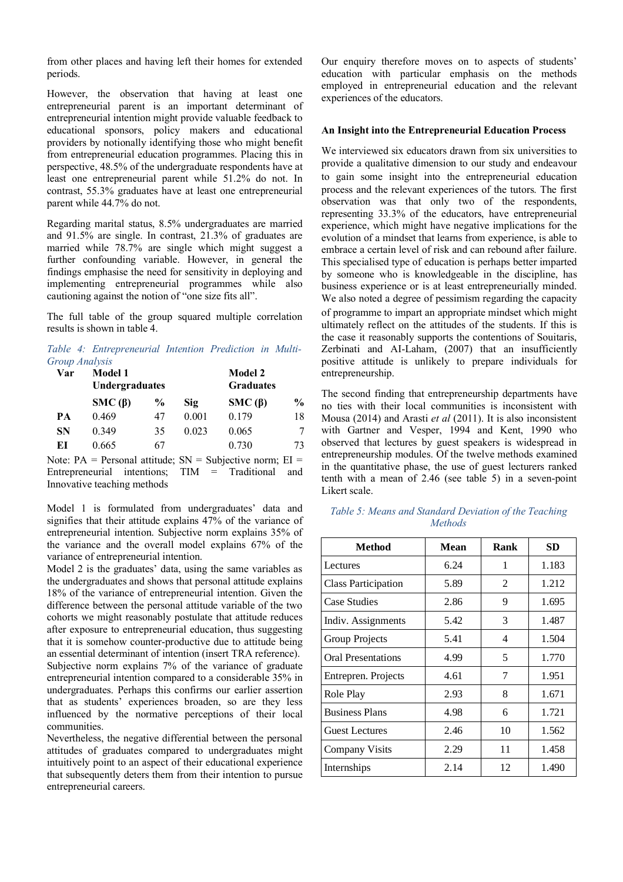from other places and having left their homes for extended periods.

However, the observation that having at least one entrepreneurial parent is an important determinant of entrepreneurial intention might provide valuable feedback to educational sponsors, policy makers and educational providers by notionally identifying those who might benefit from entrepreneurial education programmes. Placing this in perspective, 48.5% of the undergraduate respondents have at least one entrepreneurial parent while 51.2% do not. In contrast, 55.3% graduates have at least one entrepreneurial parent while 44.7% do not.

Regarding marital status, 8.5% undergraduates are married and 91.5% are single. In contrast, 21.3% of graduates are married while 78.7% are single which might suggest a further confounding variable. However, in general the findings emphasise the need for sensitivity in deploying and implementing entrepreneurial programmes while also cautioning against the notion of "one size fits all".

The full table of the group squared multiple correlation results is shown in table 4.

*Table 4: Entrepreneurial Intention Prediction in Multi-Group Analysis*

| Var | Model 1 Undergraduates | | | Model 2 Graduates | |
|---|---|---|---|---|---|
| | SMC (β) | % | Sig | SMC (β) | % |
| PA | 0.469 | 47 | 0.001 | 0.179 | 18 |
| SN | 0.349 | 35 | 0.023 | 0.065 | 7 |
| EI | 0.665 | 67 | | 0.730 | 73 |

Note: PA = Personal attitude; SN = Subjective norm; EI = Entrepreneurial intentions; TIM = Traditional and Innovative teaching methods

Model 1 is formulated from undergraduates' data and signifies that their attitude explains 47% of the variance of entrepreneurial intention. Subjective norm explains 35% of the variance and the overall model explains 67% of the variance of entrepreneurial intention.

Model 2 is the graduates' data, using the same variables as the undergraduates and shows that personal attitude explains 18% of the variance of entrepreneurial intention. Given the difference between the personal attitude variable of the two cohorts we might reasonably postulate that attitude reduces after exposure to entrepreneurial education, thus suggesting that it is somehow counter-productive due to attitude being an essential determinant of intention (insert TRA reference). Subjective norm explains 7% of the variance of graduate entrepreneurial intention compared to a considerable 35% in undergraduates. Perhaps this confirms our earlier assertion that as students' experiences broaden, so are they less influenced by the normative perceptions of their local communities.

Nevertheless, the negative differential between the personal attitudes of graduates compared to undergraduates might intuitively point to an aspect of their educational experience that subsequently deters them from their intention to pursue entrepreneurial careers.

Our enquiry therefore moves on to aspects of students' education with particular emphasis on the methods employed in entrepreneurial education and the relevant experiences of the educators.

### An Insight into the Entrepreneurial Education Process

We interviewed six educators drawn from six universities to provide a qualitative dimension to our study and endeavour to gain some insight into the entrepreneurial education process and the relevant experiences of the tutors. The first observation was that only two of the respondents, representing 33.3% of the educators, have entrepreneurial experience, which might have negative implications for the evolution of a mindset that learns from experience, is able to embrace a certain level of risk and can rebound after failure. This specialised type of education is perhaps better imparted by someone who is knowledgeable in the discipline, has business experience or is at least entrepreneurially minded. We also noted a degree of pessimism regarding the capacity of programme to impart an appropriate mindset which might ultimately reflect on the attitudes of the students. If this is the case it reasonably supports the contentions of Souitaris, Zerbinati and AI-Laham, (2007) that an insufficiently positive attitude is unlikely to prepare individuals for entrepreneurship.

The second finding that entrepreneurship departments have no ties with their local communities is inconsistent with Mousa (2014) and Arasti *et al* (2011). It is also inconsistent with Gartner and Vesper, 1994 and Kent, 1990 who observed that lectures by guest speakers is widespread in entrepreneurship modules. Of the twelve methods examined in the quantitative phase, the use of guest lecturers ranked tenth with a mean of 2.46 (see table 5) in a seven-point Likert scale.

*Table 5: Means and Standard Deviation of the Teaching Methods*

| Method | Mean | Rank | SD |
|---|---|---|---|
| Lectures | 6.24 | 1 | 1.183 |
| Class Participation | 5.89 | 2 | 1.212 |
| Case Studies | 2.86 | 9 | 1.695 |
| Indiv. Assignments | 5.42 | 3 | 1.487 |
| Group Projects | 5.41 | 4 | 1.504 |
| Oral Presentations | 4.99 | 5 | 1.770 |
| Entrepren. Projects | 4.61 | 7 | 1.951 |
| Role Play | 2.93 | 8 | 1.671 |
| Business Plans | 4.98 | 6 | 1.721 |
| Guest Lectures | 2.46 | 10 | 1.562 |
| Company Visits | 2.29 | 11 | 1.458 |
| Internships | 2.14 | 12 | 1.490 |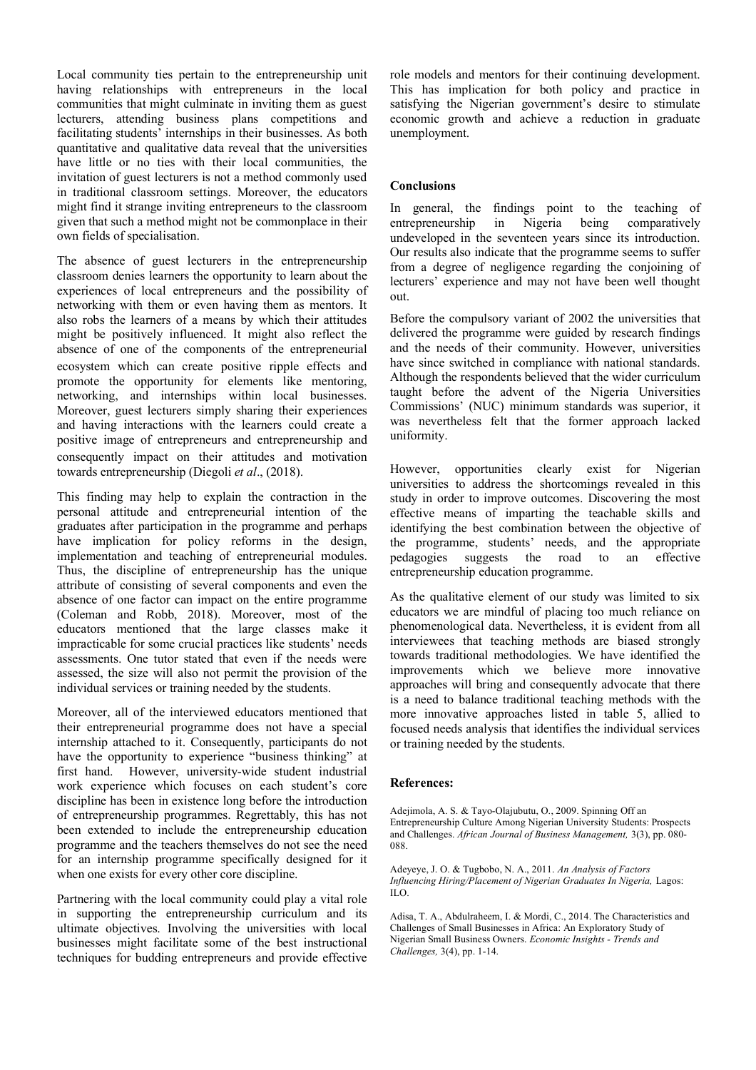Local community ties pertain to the entrepreneurship unit having relationships with entrepreneurs in the local communities that might culminate in inviting them as guest lecturers, attending business plans competitions and facilitating students' internships in their businesses. As both quantitative and qualitative data reveal that the universities have little or no ties with their local communities, the invitation of guest lecturers is not a method commonly used in traditional classroom settings. Moreover, the educators might find it strange inviting entrepreneurs to the classroom given that such a method might not be commonplace in their own fields of specialisation.

The absence of guest lecturers in the entrepreneurship classroom denies learners the opportunity to learn about the experiences of local entrepreneurs and the possibility of networking with them or even having them as mentors. It also robs the learners of a means by which their attitudes might be positively influenced. It might also reflect the absence of one of the components of the entrepreneurial ecosystem which can create positive ripple effects and promote the opportunity for elements like mentoring, networking, and internships within local businesses. Moreover, guest lecturers simply sharing their experiences and having interactions with the learners could create a positive image of entrepreneurs and entrepreneurship and consequently impact on their attitudes and motivation towards entrepreneurship (Diegoli *et al*., (2018).

This finding may help to explain the contraction in the personal attitude and entrepreneurial intention of the graduates after participation in the programme and perhaps have implication for policy reforms in the design, implementation and teaching of entrepreneurial modules. Thus, the discipline of entrepreneurship has the unique attribute of consisting of several components and even the absence of one factor can impact on the entire programme (Coleman and Robb, 2018). Moreover, most of the educators mentioned that the large classes make it impracticable for some crucial practices like students' needs assessments. One tutor stated that even if the needs were assessed, the size will also not permit the provision of the individual services or training needed by the students.

Moreover, all of the interviewed educators mentioned that their entrepreneurial programme does not have a special internship attached to it. Consequently, participants do not have the opportunity to experience "business thinking" at first hand. However, university-wide student industrial work experience which focuses on each student's core discipline has been in existence long before the introduction of entrepreneurship programmes. Regrettably, this has not been extended to include the entrepreneurship education programme and the teachers themselves do not see the need for an internship programme specifically designed for it when one exists for every other core discipline.

Partnering with the local community could play a vital role in supporting the entrepreneurship curriculum and its ultimate objectives. Involving the universities with local businesses might facilitate some of the best instructional techniques for budding entrepreneurs and provide effective role models and mentors for their continuing development. This has implication for both policy and practice in satisfying the Nigerian government's desire to stimulate economic growth and achieve a reduction in graduate unemployment.

## Conclusions

In general, the findings point to the teaching of entrepreneurship in Nigeria being comparatively undeveloped in the seventeen years since its introduction. Our results also indicate that the programme seems to suffer from a degree of negligence regarding the conjoining of lecturers' experience and may not have been well thought out.

Before the compulsory variant of 2002 the universities that delivered the programme were guided by research findings and the needs of their community. However, universities have since switched in compliance with national standards. Although the respondents believed that the wider curriculum taught before the advent of the Nigeria Universities Commissions' (NUC) minimum standards was superior, it was nevertheless felt that the former approach lacked uniformity.

However, opportunities clearly exist for Nigerian universities to address the shortcomings revealed in this study in order to improve outcomes. Discovering the most effective means of imparting the teachable skills and identifying the best combination between the objective of the programme, students' needs, and the appropriate pedagogies suggests the road to an effective entrepreneurship education programme.

As the qualitative element of our study was limited to six educators we are mindful of placing too much reliance on phenomenological data. Nevertheless, it is evident from all interviewees that teaching methods are biased strongly towards traditional methodologies. We have identified the improvements which we believe more innovative approaches will bring and consequently advocate that there is a need to balance traditional teaching methods with the more innovative approaches listed in table 5, allied to focused needs analysis that identifies the individual services or training needed by the students.

## References:

Adejimola, A. S. & Tayo-Olajubutu, O., 2009. Spinning Off an Entrepreneurship Culture Among Nigerian University Students: Prospects and Challenges. *African Journal of Business Management,* 3(3), pp. 080-088.

Adeyeye, J. O. & Tugbobo, N. A., 2011. *An Analysis of Factors Influencing Hiring/Placement of Nigerian Graduates In Nigeria,* Lagos: ILO.

Adisa, T. A., Abdulraheem, I. & Mordi, C., 2014. The Characteristics and Challenges of Small Businesses in Africa: An Exploratory Study of Nigerian Small Business Owners. *Economic Insights - Trends and Challenges,* 3(4), pp. 1-14.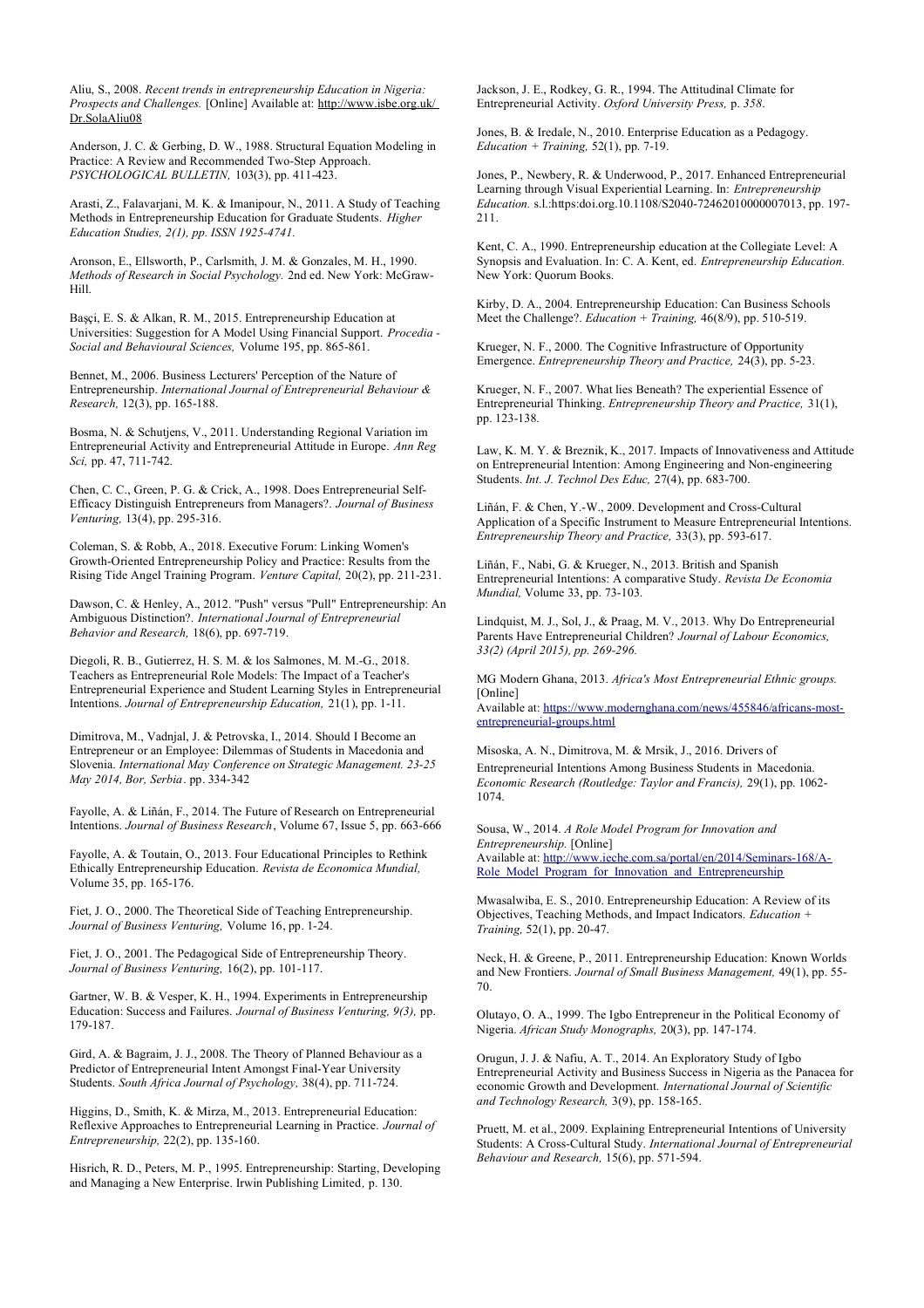Aliu, S., 2008. *Recent trends in entrepreneurship Education in Nigeria: Prospects and Challenges.* [Online] Available at: http://www.isbe.org.uk/Dr.SolaAliu08

Anderson, J. C. & Gerbing, D. W., 1988. Structural Equation Modeling in Practice: A Review and Recommended Two-Step Approach. *PSYCHOLOGICAL BULLETIN,* 103(3), pp. 411-423.

Arasti, Z., Falavarjani, M. K. & Imanipour, N., 2011. A Study of Teaching Methods in Entrepreneurship Education for Graduate Students. *Higher Education Studies, 2(1), pp. ISSN 1925-4741.*

Aronson, E., Ellsworth, P., Carlsmith, J. M. & Gonzales, M. H., 1990. *Methods of Research in Social Psychology.* 2nd ed. New York: McGraw-Hill.

Başçi, E. S. & Alkan, R. M., 2015. Entrepreneurship Education at Universities: Suggestion for A Model Using Financial Support. *Procedia - Social and Behavioural Sciences,* Volume 195, pp. 865-861.

Bennet, M., 2006. Business Lecturers' Perception of the Nature of Entrepreneurship. *International Journal of Entrepreneurial Behaviour & Research,* 12(3), pp. 165-188.

Bosma, N. & Schutjens, V., 2011. Understanding Regional Variation im Entrepreneurial Activity and Entrepreneurial Attitude in Europe. *Ann Reg Sci,* pp. 47, 711-742.

Chen, C. C., Green, P. G. & Crick, A., 1998. Does Entrepreneurial Self-Efficacy Distinguish Entrepreneurs from Managers?. *Journal of Business Venturing,* 13(4), pp. 295-316.

Coleman, S. & Robb, A., 2018. Executive Forum: Linking Women's Growth-Oriented Entrepreneurship Policy and Practice: Results from the Rising Tide Angel Training Program. *Venture Capital,* 20(2), pp. 211-231.

Dawson, C. & Henley, A., 2012. "Push" versus "Pull" Entrepreneurship: An Ambiguous Distinction?. *International Journal of Entrepreneurial Behavior and Research,* 18(6), pp. 697-719.

Diegoli, R. B., Gutierrez, H. S. M. & los Salmones, M. M.-G., 2018. Teachers as Entrepreneurial Role Models: The Impact of a Teacher's Entrepreneurial Experience and Student Learning Styles in Entrepreneurial Intentions. *Journal of Entrepreneurship Education,* 21(1), pp. 1-11.

Dimitrova, M., Vadnjal, J. & Petrovska, I., 2014. Should I Become an Entrepreneur or an Employee: Dilemmas of Students in Macedonia and Slovenia. *International May Conference on Strategic Management. 23-25 May 2014, Bor, Serbia*. pp. 334-342

Fayolle, A. & Liñán, F., 2014. The Future of Research on Entrepreneurial Intentions. *Journal of Business Research*, Volume 67, Issue 5, pp. 663-666

Fayolle, A. & Toutain, O., 2013. Four Educational Principles to Rethink Ethically Entrepreneurship Education. *Revista de Economica Mundial,* Volume 35, pp. 165-176.

Fiet, J. O., 2000. The Theoretical Side of Teaching Entrepreneurship. *Journal of Business Venturing,* Volume 16, pp. 1-24.

Fiet, J. O., 2001. The Pedagogical Side of Entrepreneurship Theory. *Journal of Business Venturing,* 16(2), pp. 101-117.

Gartner, W. B. & Vesper, K. H., 1994. Experiments in Entrepreneurship Education: Success and Failures. *Journal of Business Venturing, 9(3),* pp. 179-187.

Gird, A. & Bagraim, J. J., 2008. The Theory of Planned Behaviour as a Predictor of Entrepreneurial Intent Amongst Final-Year University Students. *South Africa Journal of Psychology,* 38(4), pp. 711-724.

Higgins, D., Smith, K. & Mirza, M., 2013. Entrepreneurial Education: Reflexive Approaches to Entrepreneurial Learning in Practice. *Journal of Entrepreneurship,* 22(2), pp. 135-160.

Hisrich, R. D., Peters, M. P., 1995. Entrepreneurship: Starting, Developing and Managing a New Enterprise. Irwin Publishing Limited*,* p. 130.

Jackson, J. E., Rodkey, G. R., 1994. The Attitudinal Climate for Entrepreneurial Activity. *Oxford University Press,* p. *358*.

Jones, B. & Iredale, N., 2010. Enterprise Education as a Pedagogy. *Education + Training,* 52(1), pp. 7-19.

Jones, P., Newbery, R. & Underwood, P., 2017. Enhanced Entrepreneurial Learning through Visual Experiential Learning. In: *Entrepreneurship Education.* s.l.:https:doi.org.10.1108/S2040-72462010000007013, pp. 197-211.

Kent, C. A., 1990. Entrepreneurship education at the Collegiate Level: A Synopsis and Evaluation. In: C. A. Kent, ed. *Entrepreneurship Education.* New York: Quorum Books.

Kirby, D. A., 2004. Entrepreneurship Education: Can Business Schools Meet the Challenge?. *Education + Training,* 46(8/9), pp. 510-519.

Krueger, N. F., 2000. The Cognitive Infrastructure of Opportunity Emergence. *Entrepreneurship Theory and Practice,* 24(3), pp. 5-23.

Krueger, N. F., 2007. What lies Beneath? The experiential Essence of Entrepreneurial Thinking. *Entrepreneurship Theory and Practice,* 31(1), pp. 123-138.

Law, K. M. Y. & Breznik, K., 2017. Impacts of Innovativeness and Attitude on Entrepreneurial Intention: Among Engineering and Non-engineering Students. *Int. J. Technol Des Educ,* 27(4), pp. 683-700.

Liñán, F. & Chen, Y.-W., 2009. Development and Cross-Cultural Application of a Specific Instrument to Measure Entrepreneurial Intentions. *Entrepreneurship Theory and Practice,* 33(3), pp. 593-617.

Liñán, F., Nabi, G. & Krueger, N., 2013. British and Spanish Entrepreneurial Intentions: A comparative Study. *Revista De Economia Mundial,* Volume 33, pp. 73-103.

Lindquist, M. J., Sol, J., & Praag, M. V., 2013. Why Do Entrepreneurial Parents Have Entrepreneurial Children? *Journal of Labour Economics, 33(2) (April 2015), pp. 269-296.*

MG Modern Ghana, 2013. *Africa's Most Entrepreneurial Ethnic groups.* [Online]
Available at: https://www.modernghana.com/news/455846/africans-most-entrepreneurial-groups.html

Misoska, A. N., Dimitrova, M. & Mrsik, J., 2016. Drivers of Entrepreneurial Intentions Among Business Students in Macedonia. *Economic Research (Routledge: Taylor and Francis),* 29(1), pp. 1062-1074.

Sousa, W., 2014. *A Role Model Program for Innovation and Entrepreneurship.* [Online]
Available at: http://www.ieche.com.sa/portal/en/2014/Seminars-168/A-Role_Model_Program_for_Innovation_and_Entrepreneurship

Mwasalwiba, E. S., 2010. Entrepreneurship Education: A Review of its Objectives, Teaching Methods, and Impact Indicators. *Education + Training,* 52(1), pp. 20-47.

Neck, H. & Greene, P., 2011. Entrepreneurship Education: Known Worlds and New Frontiers. *Journal of Small Business Management,* 49(1), pp. 55-70.

Olutayo, O. A., 1999. The Igbo Entrepreneur in the Political Economy of Nigeria. *African Study Monographs,* 20(3), pp. 147-174.

Orugun, J. J. & Nafiu, A. T., 2014. An Exploratory Study of Igbo Entrepreneurial Activity and Business Success in Nigeria as the Panacea for economic Growth and Development. *International Journal of Scientific and Technology Research,* 3(9), pp. 158-165.

Pruett, M. et al., 2009. Explaining Entrepreneurial Intentions of University Students: A Cross-Cultural Study. *International Journal of Entrepreneurial Behaviour and Research,* 15(6), pp. 571-594.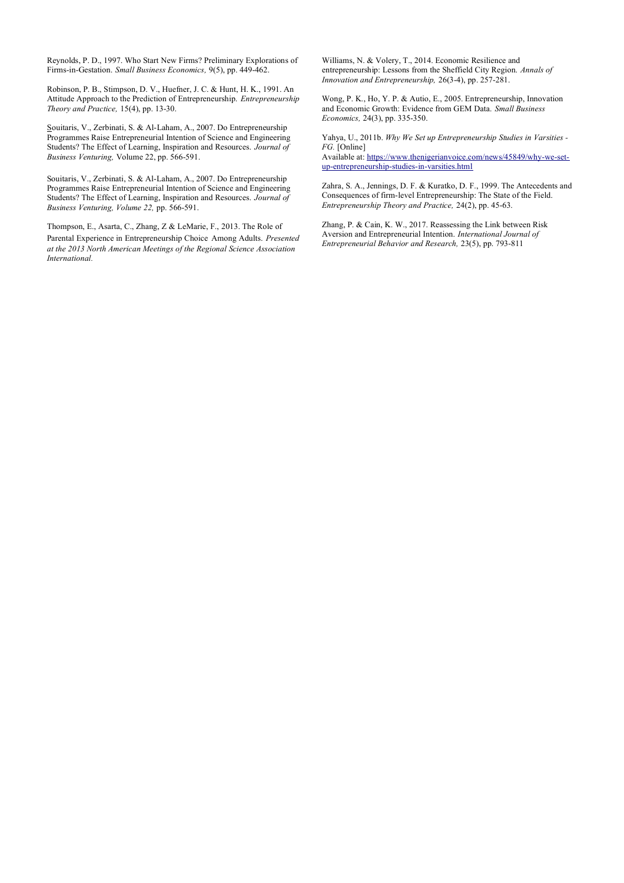Reynolds, P. D., 1997. Who Start New Firms? Preliminary Explorations of Firms-in-Gestation. *Small Business Economics,* 9(5), pp. 449-462.

Robinson, P. B., Stimpson, D. V., Huefner, J. C. & Hunt, H. K., 1991. An Attitude Approach to the Prediction of Entrepreneurship. *Entrepreneurship Theory and Practice,* 15(4), pp. 13-30.

Souitaris, V., Zerbinati, S. & Al-Laham, A., 2007. Do Entrepreneurship Programmes Raise Entrepreneurial Intention of Science and Engineering Students? The Effect of Learning, Inspiration and Resources. *Journal of Business Venturing,* Volume 22, pp. 566-591.

Souitaris, V., Zerbinati, S. & Al-Laham, A., 2007. Do Entrepreneurship Programmes Raise Entrepreneurial Intention of Science and Engineering Students? The Effect of Learning, Inspiration and Resources. *Journal of Business Venturing, Volume 22,* pp. 566-591.

Thompson, E., Asarta, C., Zhang, Z & LeMarie, F., 2013. The Role of Parental Experience in Entrepreneurship Choice Among Adults. *Presented at the 2013 North American Meetings of the Regional Science Association International.*

Williams, N. & Volery, T., 2014. Economic Resilience and entrepreneurship: Lessons from the Sheffield City Region. *Annals of Innovation and Entrepreneurship,* 26(3-4), pp. 257-281.

Wong, P. K., Ho, Y. P. & Autio, E., 2005. Entrepreneurship, Innovation and Economic Growth: Evidence from GEM Data. *Small Business Economics,* 24(3), pp. 335-350.

Yahya, U., 2011b. *Why We Set up Entrepreneurship Studies in Varsities - FG.* [Online]
Available at: https://www.thenigerianvoice.com/news/45849/why-we-set-up-entrepreneurship-studies-in-varsities.html

Zahra, S. A., Jennings, D. F. & Kuratko, D. F., 1999. The Antecedents and Consequences of firm-level Entrepreneurship: The State of the Field. *Entrepreneurship Theory and Practice,* 24(2), pp. 45-63.

Zhang, P. & Cain, K. W., 2017. Reassessing the Link between Risk Aversion and Entrepreneurial Intention. *International Journal of Entrepreneurial Behavior and Research,* 23(5), pp. 793-811